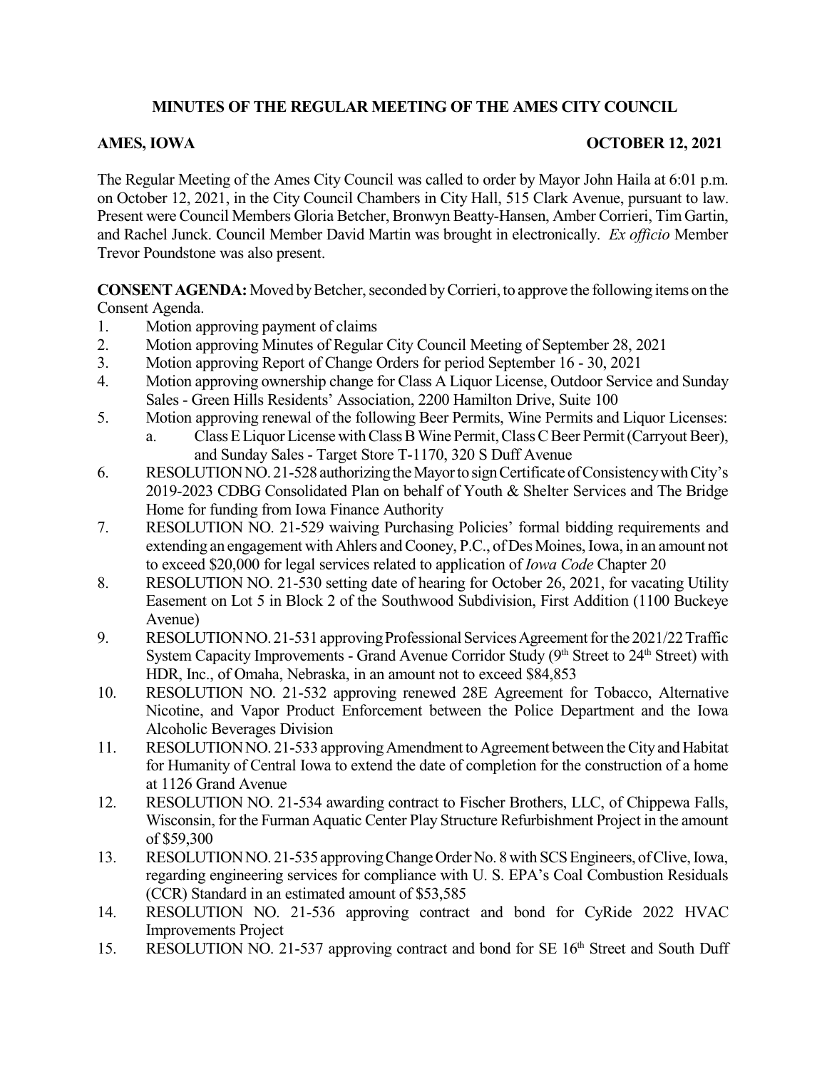# MINUTES OF THE REGULAR MEETING OF THE AMES CITY COUNCIL

**AMES, IOWA** **OCTOBER 12, 2021**

The Regular Meeting of the Ames City Council was called to order by Mayor John Haila at 6:01 p.m. on October 12, 2021, in the City Council Chambers in City Hall, 515 Clark Avenue, pursuant to law. Present were Council Members Gloria Betcher, Bronwyn Beatty-Hansen, Amber Corrieri, Tim Gartin, and Rachel Junck. Council Member David Martin was brought in electronically. *Ex officio* Member Trevor Poundstone was also present.

**CONSENT AGENDA:** Moved by Betcher, seconded by Corrieri, to approve the following items on the Consent Agenda.

1. Motion approving payment of claims
2. Motion approving Minutes of Regular City Council Meeting of September 28, 2021
3. Motion approving Report of Change Orders for period September 16 - 30, 2021
4. Motion approving ownership change for Class A Liquor License, Outdoor Service and Sunday Sales - Green Hills Residents' Association, 2200 Hamilton Drive, Suite 100
5. Motion approving renewal of the following Beer Permits, Wine Permits and Liquor Licenses:
   a. Class E Liquor License with Class B Wine Permit, Class C Beer Permit (Carryout Beer), and Sunday Sales - Target Store T-1170, 320 S Duff Avenue
6. RESOLUTION NO. 21-528 authorizing the Mayor to sign Certificate of Consistency with City's 2019-2023 CDBG Consolidated Plan on behalf of Youth & Shelter Services and The Bridge Home for funding from Iowa Finance Authority
7. RESOLUTION NO. 21-529 waiving Purchasing Policies' formal bidding requirements and extending an engagement with Ahlers and Cooney, P.C., of Des Moines, Iowa, in an amount not to exceed $20,000 for legal services related to application of *Iowa Code* Chapter 20
8. RESOLUTION NO. 21-530 setting date of hearing for October 26, 2021, for vacating Utility Easement on Lot 5 in Block 2 of the Southwood Subdivision, First Addition (1100 Buckeye Avenue)
9. RESOLUTION NO. 21-531 approving Professional Services Agreement for the 2021/22 Traffic System Capacity Improvements - Grand Avenue Corridor Study (9th Street to 24th Street) with HDR, Inc., of Omaha, Nebraska, in an amount not to exceed $84,853
10. RESOLUTION NO. 21-532 approving renewed 28E Agreement for Tobacco, Alternative Nicotine, and Vapor Product Enforcement between the Police Department and the Iowa Alcoholic Beverages Division
11. RESOLUTION NO. 21-533 approving Amendment to Agreement between the City and Habitat for Humanity of Central Iowa to extend the date of completion for the construction of a home at 1126 Grand Avenue
12. RESOLUTION NO. 21-534 awarding contract to Fischer Brothers, LLC, of Chippewa Falls, Wisconsin, for the Furman Aquatic Center Play Structure Refurbishment Project in the amount of $59,300
13. RESOLUTION NO. 21-535 approving Change Order No. 8 with SCS Engineers, of Clive, Iowa, regarding engineering services for compliance with U. S. EPA's Coal Combustion Residuals (CCR) Standard in an estimated amount of $53,585
14. RESOLUTION NO. 21-536 approving contract and bond for CyRide 2022 HVAC Improvements Project
15. RESOLUTION NO. 21-537 approving contract and bond for SE 16th Street and South Duff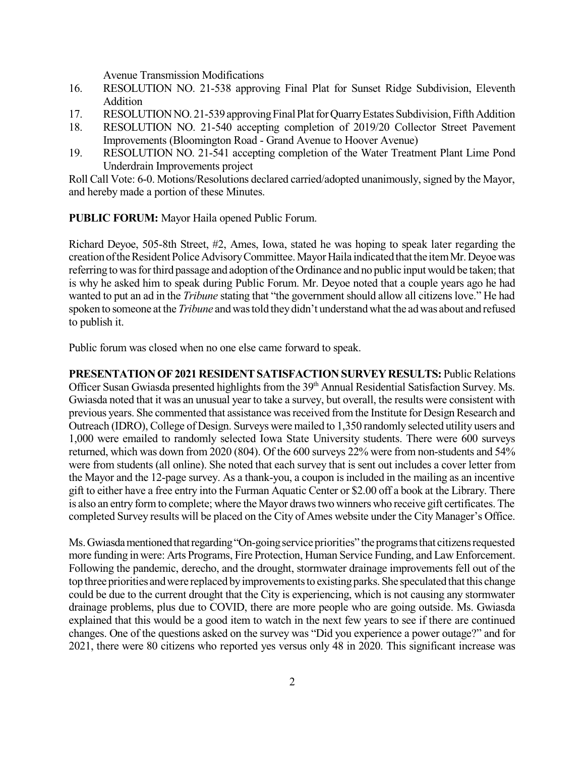Avenue Transmission Modifications

16. RESOLUTION NO. 21-538 approving Final Plat for Sunset Ridge Subdivision, Eleventh Addition
17. RESOLUTION NO. 21-539 approving Final Plat for Quarry Estates Subdivision, Fifth Addition
18. RESOLUTION NO. 21-540 accepting completion of 2019/20 Collector Street Pavement Improvements (Bloomington Road - Grand Avenue to Hoover Avenue)
19. RESOLUTION NO. 21-541 accepting completion of the Water Treatment Plant Lime Pond Underdrain Improvements project

Roll Call Vote: 6-0. Motions/Resolutions declared carried/adopted unanimously, signed by the Mayor, and hereby made a portion of these Minutes.

**PUBLIC FORUM:** Mayor Haila opened Public Forum.

Richard Deyoe, 505-8th Street, #2, Ames, Iowa, stated he was hoping to speak later regarding the creation of the Resident Police Advisory Committee. Mayor Haila indicated that the item Mr. Deyoe was referring to was for third passage and adoption of the Ordinance and no public input would be taken; that is why he asked him to speak during Public Forum. Mr. Deyoe noted that a couple years ago he had wanted to put an ad in the *Tribune* stating that "the government should allow all citizens love." He had spoken to someone at the *Tribune* and was told they didn't understand what the ad was about and refused to publish it.

Public forum was closed when no one else came forward to speak.

**PRESENTATION OF 2021 RESIDENT SATISFACTION SURVEY RESULTS:** Public Relations Officer Susan Gwiasda presented highlights from the 39th Annual Residential Satisfaction Survey. Ms. Gwiasda noted that it was an unusual year to take a survey, but overall, the results were consistent with previous years. She commented that assistance was received from the Institute for Design Research and Outreach (IDRO), College of Design. Surveys were mailed to 1,350 randomly selected utility users and 1,000 were emailed to randomly selected Iowa State University students. There were 600 surveys returned, which was down from 2020 (804). Of the 600 surveys 22% were from non-students and 54% were from students (all online). She noted that each survey that is sent out includes a cover letter from the Mayor and the 12-page survey. As a thank-you, a coupon is included in the mailing as an incentive gift to either have a free entry into the Furman Aquatic Center or $2.00 off a book at the Library. There is also an entry form to complete; where the Mayor draws two winners who receive gift certificates. The completed Survey results will be placed on the City of Ames website under the City Manager's Office.

Ms. Gwiasda mentioned that regarding "On-going service priorities" the programs that citizens requested more funding in were: Arts Programs, Fire Protection, Human Service Funding, and Law Enforcement. Following the pandemic, derecho, and the drought, stormwater drainage improvements fell out of the top three priorities and were replaced by improvements to existing parks. She speculated that this change could be due to the current drought that the City is experiencing, which is not causing any stormwater drainage problems, plus due to COVID, there are more people who are going outside. Ms. Gwiasda explained that this would be a good item to watch in the next few years to see if there are continued changes. One of the questions asked on the survey was "Did you experience a power outage?" and for 2021, there were 80 citizens who reported yes versus only 48 in 2020. This significant increase was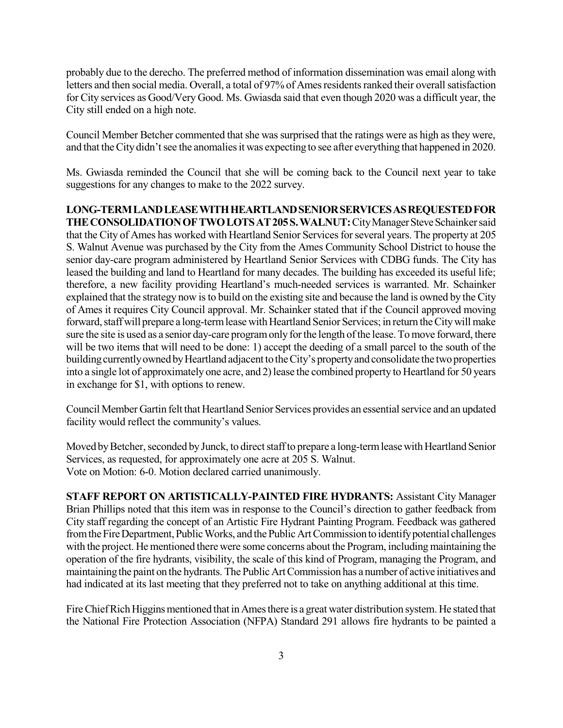probably due to the derecho. The preferred method of information dissemination was email along with letters and then social media. Overall, a total of 97% of Ames residents ranked their overall satisfaction for City services as Good/Very Good. Ms. Gwiasda said that even though 2020 was a difficult year, the City still ended on a high note.

Council Member Betcher commented that she was surprised that the ratings were as high as they were, and that the City didn't see the anomalies it was expecting to see after everything that happened in 2020.

Ms. Gwiasda reminded the Council that she will be coming back to the Council next year to take suggestions for any changes to make to the 2022 survey.

**LONG-TERM LAND LEASE WITH HEARTLAND SENIOR SERVICES AS REQUESTED FOR THE CONSOLIDATION OF TWO LOTS AT 205 S. WALNUT:** City Manager Steve Schainker said that the City of Ames has worked with Heartland Senior Services for several years. The property at 205 S. Walnut Avenue was purchased by the City from the Ames Community School District to house the senior day-care program administered by Heartland Senior Services with CDBG funds. The City has leased the building and land to Heartland for many decades. The building has exceeded its useful life; therefore, a new facility providing Heartland's much-needed services is warranted. Mr. Schainker explained that the strategy now is to build on the existing site and because the land is owned by the City of Ames it requires City Council approval. Mr. Schainker stated that if the Council approved moving forward, staff will prepare a long-term lease with Heartland Senior Services; in return the City will make sure the site is used as a senior day-care program only for the length of the lease. To move forward, there will be two items that will need to be done: 1) accept the deeding of a small parcel to the south of the building currently owned by Heartland adjacent to the City's property and consolidate the two properties into a single lot of approximately one acre, and 2) lease the combined property to Heartland for 50 years in exchange for $1, with options to renew.

Council Member Gartin felt that Heartland Senior Services provides an essential service and an updated facility would reflect the community's values.

Moved by Betcher, seconded by Junck, to direct staff to prepare a long-term lease with Heartland Senior Services, as requested, for approximately one acre at 205 S. Walnut.
Vote on Motion: 6-0. Motion declared carried unanimously.

**STAFF REPORT ON ARTISTICALLY-PAINTED FIRE HYDRANTS:** Assistant City Manager Brian Phillips noted that this item was in response to the Council's direction to gather feedback from City staff regarding the concept of an Artistic Fire Hydrant Painting Program. Feedback was gathered from the Fire Department, Public Works, and the Public Art Commission to identify potential challenges with the project. He mentioned there were some concerns about the Program, including maintaining the operation of the fire hydrants, visibility, the scale of this kind of Program, managing the Program, and maintaining the paint on the hydrants. The Public Art Commission has a number of active initiatives and had indicated at its last meeting that they preferred not to take on anything additional at this time.

Fire Chief Rich Higgins mentioned that in Ames there is a great water distribution system. He stated that the National Fire Protection Association (NFPA) Standard 291 allows fire hydrants to be painted a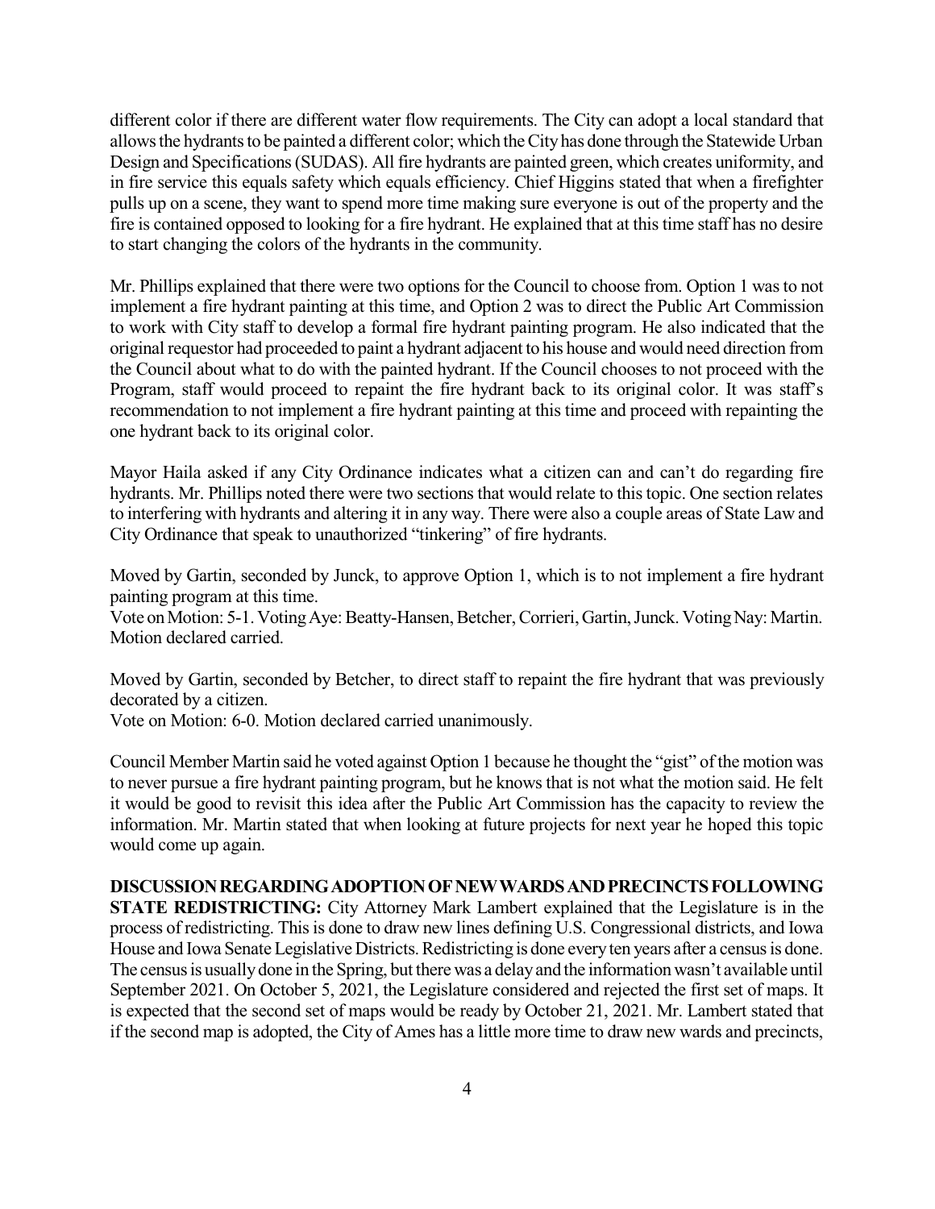different color if there are different water flow requirements. The City can adopt a local standard that allows the hydrants to be painted a different color; which the City has done through the Statewide Urban Design and Specifications (SUDAS). All fire hydrants are painted green, which creates uniformity, and in fire service this equals safety which equals efficiency. Chief Higgins stated that when a firefighter pulls up on a scene, they want to spend more time making sure everyone is out of the property and the fire is contained opposed to looking for a fire hydrant. He explained that at this time staff has no desire to start changing the colors of the hydrants in the community.

Mr. Phillips explained that there were two options for the Council to choose from. Option 1 was to not implement a fire hydrant painting at this time, and Option 2 was to direct the Public Art Commission to work with City staff to develop a formal fire hydrant painting program. He also indicated that the original requestor had proceeded to paint a hydrant adjacent to his house and would need direction from the Council about what to do with the painted hydrant. If the Council chooses to not proceed with the Program, staff would proceed to repaint the fire hydrant back to its original color. It was staff's recommendation to not implement a fire hydrant painting at this time and proceed with repainting the one hydrant back to its original color.

Mayor Haila asked if any City Ordinance indicates what a citizen can and can't do regarding fire hydrants. Mr. Phillips noted there were two sections that would relate to this topic. One section relates to interfering with hydrants and altering it in any way. There were also a couple areas of State Law and City Ordinance that speak to unauthorized "tinkering" of fire hydrants.

Moved by Gartin, seconded by Junck, to approve Option 1, which is to not implement a fire hydrant painting program at this time.
Vote on Motion: 5-1. Voting Aye: Beatty-Hansen, Betcher, Corrieri, Gartin, Junck. Voting Nay: Martin. Motion declared carried.

Moved by Gartin, seconded by Betcher, to direct staff to repaint the fire hydrant that was previously decorated by a citizen.
Vote on Motion: 6-0. Motion declared carried unanimously.

Council Member Martin said he voted against Option 1 because he thought the "gist" of the motion was to never pursue a fire hydrant painting program, but he knows that is not what the motion said. He felt it would be good to revisit this idea after the Public Art Commission has the capacity to review the information. Mr. Martin stated that when looking at future projects for next year he hoped this topic would come up again.

**DISCUSSION REGARDING ADOPTION OF NEW WARDS AND PRECINCTS FOLLOWING STATE REDISTRICTING:** City Attorney Mark Lambert explained that the Legislature is in the process of redistricting. This is done to draw new lines defining U.S. Congressional districts, and Iowa House and Iowa Senate Legislative Districts. Redistricting is done every ten years after a census is done. The census is usually done in the Spring, but there was a delay and the information wasn't available until September 2021. On October 5, 2021, the Legislature considered and rejected the first set of maps. It is expected that the second set of maps would be ready by October 21, 2021. Mr. Lambert stated that if the second map is adopted, the City of Ames has a little more time to draw new wards and precincts,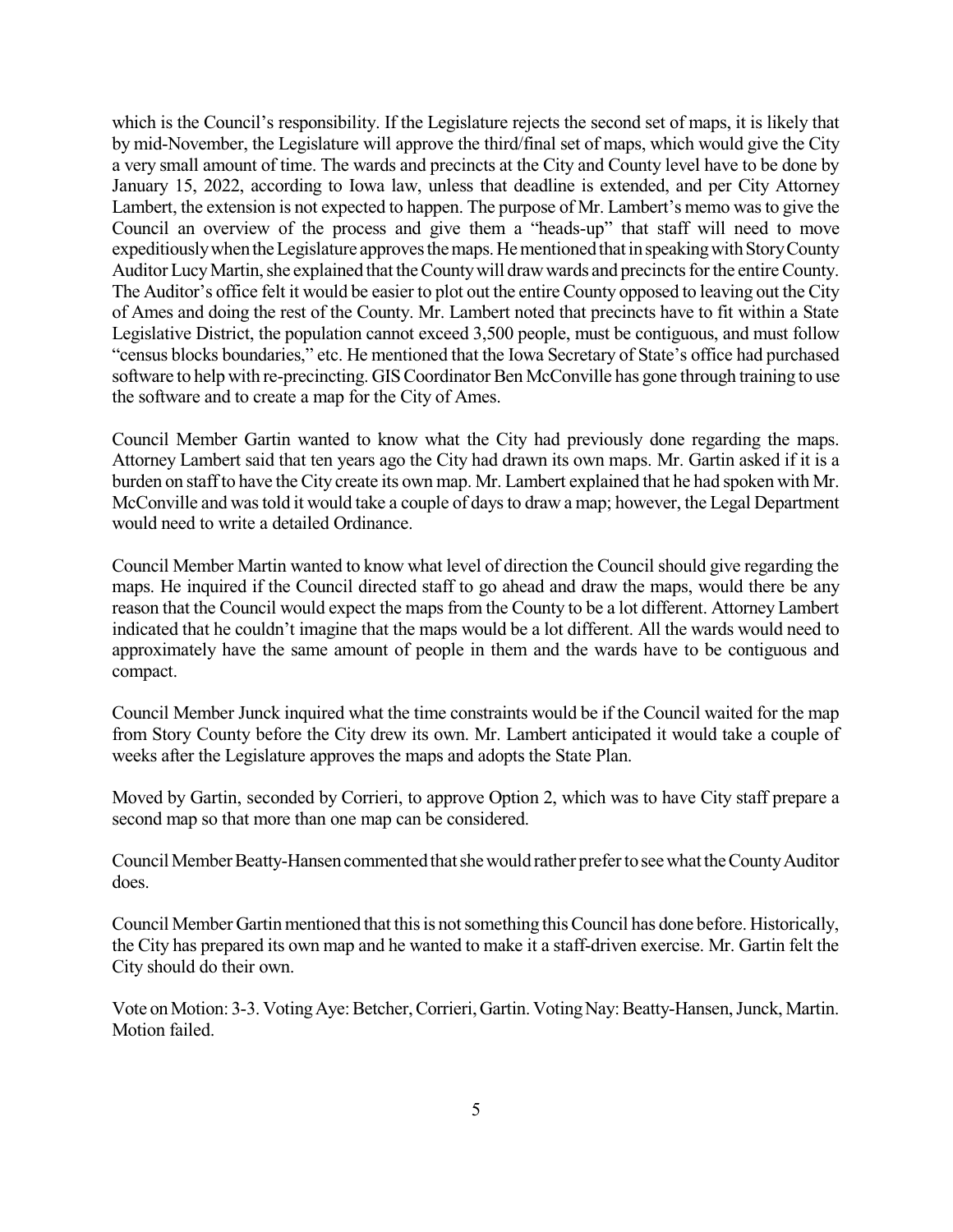which is the Council's responsibility. If the Legislature rejects the second set of maps, it is likely that by mid-November, the Legislature will approve the third/final set of maps, which would give the City a very small amount of time. The wards and precincts at the City and County level have to be done by January 15, 2022, according to Iowa law, unless that deadline is extended, and per City Attorney Lambert, the extension is not expected to happen. The purpose of Mr. Lambert's memo was to give the Council an overview of the process and give them a "heads-up" that staff will need to move expeditiously when the Legislature approves the maps. He mentioned that in speaking with Story County Auditor Lucy Martin, she explained that the County will draw wards and precincts for the entire County. The Auditor's office felt it would be easier to plot out the entire County opposed to leaving out the City of Ames and doing the rest of the County. Mr. Lambert noted that precincts have to fit within a State Legislative District, the population cannot exceed 3,500 people, must be contiguous, and must follow "census blocks boundaries," etc. He mentioned that the Iowa Secretary of State's office had purchased software to help with re-precincting. GIS Coordinator Ben McConville has gone through training to use the software and to create a map for the City of Ames.

Council Member Gartin wanted to know what the City had previously done regarding the maps. Attorney Lambert said that ten years ago the City had drawn its own maps. Mr. Gartin asked if it is a burden on staff to have the City create its own map. Mr. Lambert explained that he had spoken with Mr. McConville and was told it would take a couple of days to draw a map; however, the Legal Department would need to write a detailed Ordinance.

Council Member Martin wanted to know what level of direction the Council should give regarding the maps. He inquired if the Council directed staff to go ahead and draw the maps, would there be any reason that the Council would expect the maps from the County to be a lot different. Attorney Lambert indicated that he couldn't imagine that the maps would be a lot different. All the wards would need to approximately have the same amount of people in them and the wards have to be contiguous and compact.

Council Member Junck inquired what the time constraints would be if the Council waited for the map from Story County before the City drew its own. Mr. Lambert anticipated it would take a couple of weeks after the Legislature approves the maps and adopts the State Plan.

Moved by Gartin, seconded by Corrieri, to approve Option 2, which was to have City staff prepare a second map so that more than one map can be considered.

Council Member Beatty-Hansen commented that she would rather prefer to see what the County Auditor does.

Council Member Gartin mentioned that this is not something this Council has done before. Historically, the City has prepared its own map and he wanted to make it a staff-driven exercise. Mr. Gartin felt the City should do their own.

Vote on Motion: 3-3. Voting Aye: Betcher, Corrieri, Gartin. Voting Nay: Beatty-Hansen, Junck, Martin. Motion failed.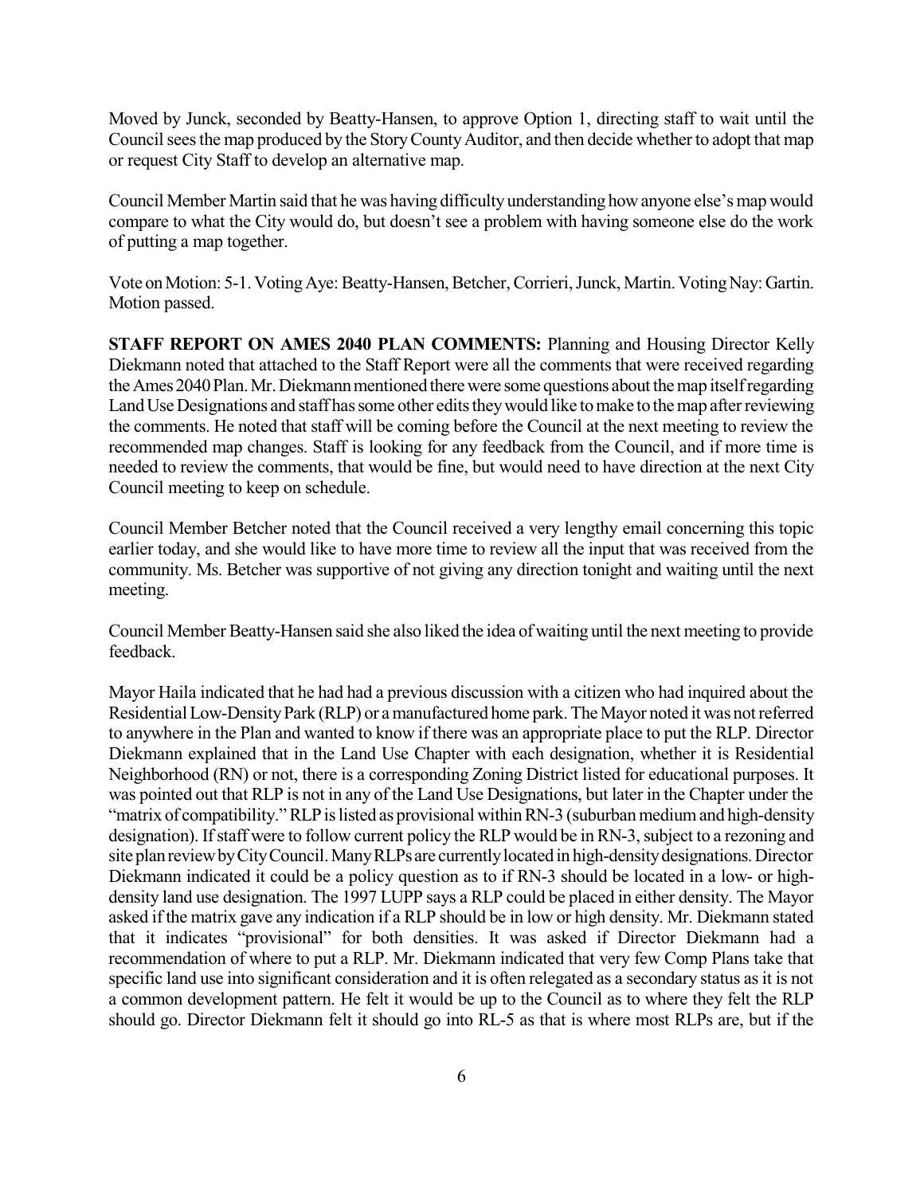Moved by Junck, seconded by Beatty-Hansen, to approve Option 1, directing staff to wait until the Council sees the map produced by the Story County Auditor, and then decide whether to adopt that map or request City Staff to develop an alternative map.

Council Member Martin said that he was having difficulty understanding how anyone else's map would compare to what the City would do, but doesn't see a problem with having someone else do the work of putting a map together.

Vote on Motion: 5-1. Voting Aye: Beatty-Hansen, Betcher, Corrieri, Junck, Martin. Voting Nay: Gartin. Motion passed.

**STAFF REPORT ON AMES 2040 PLAN COMMENTS:** Planning and Housing Director Kelly Diekmann noted that attached to the Staff Report were all the comments that were received regarding the Ames 2040 Plan. Mr. Diekmann mentioned there were some questions about the map itself regarding Land Use Designations and staff has some other edits they would like to make to the map after reviewing the comments. He noted that staff will be coming before the Council at the next meeting to review the recommended map changes. Staff is looking for any feedback from the Council, and if more time is needed to review the comments, that would be fine, but would need to have direction at the next City Council meeting to keep on schedule.

Council Member Betcher noted that the Council received a very lengthy email concerning this topic earlier today, and she would like to have more time to review all the input that was received from the community. Ms. Betcher was supportive of not giving any direction tonight and waiting until the next meeting.

Council Member Beatty-Hansen said she also liked the idea of waiting until the next meeting to provide feedback.

Mayor Haila indicated that he had had a previous discussion with a citizen who had inquired about the Residential Low-Density Park (RLP) or a manufactured home park. The Mayor noted it was not referred to anywhere in the Plan and wanted to know if there was an appropriate place to put the RLP. Director Diekmann explained that in the Land Use Chapter with each designation, whether it is Residential Neighborhood (RN) or not, there is a corresponding Zoning District listed for educational purposes. It was pointed out that RLP is not in any of the Land Use Designations, but later in the Chapter under the "matrix of compatibility." RLP is listed as provisional within RN-3 (suburban medium and high-density designation). If staff were to follow current policy the RLP would be in RN-3, subject to a rezoning and site plan review by City Council. Many RLPs are currently located in high-density designations. Director Diekmann indicated it could be a policy question as to if RN-3 should be located in a low- or high-density land use designation. The 1997 LUPP says a RLP could be placed in either density. The Mayor asked if the matrix gave any indication if a RLP should be in low or high density. Mr. Diekmann stated that it indicates "provisional" for both densities. It was asked if Director Diekmann had a recommendation of where to put a RLP. Mr. Diekmann indicated that very few Comp Plans take that specific land use into significant consideration and it is often relegated as a secondary status as it is not a common development pattern. He felt it would be up to the Council as to where they felt the RLP should go. Director Diekmann felt it should go into RL-5 as that is where most RLPs are, but if the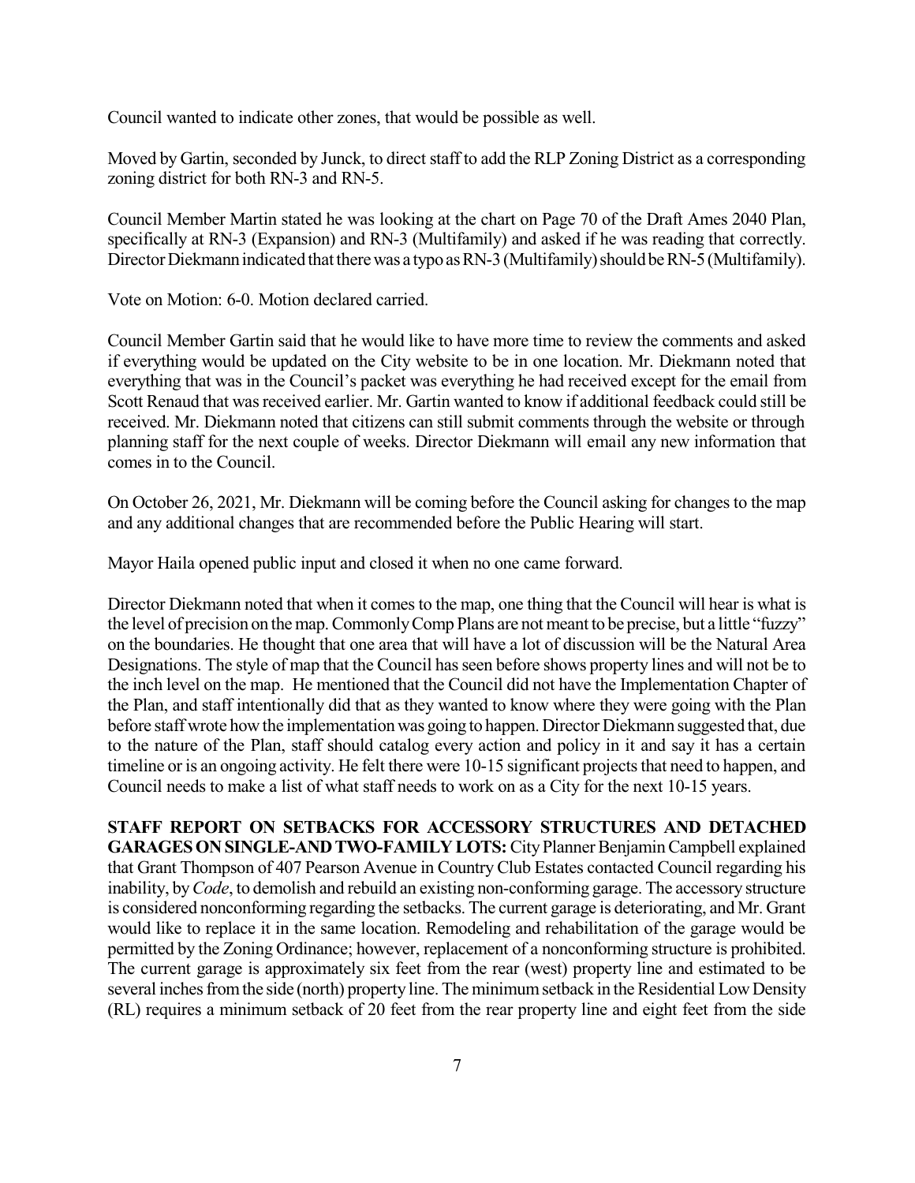Council wanted to indicate other zones, that would be possible as well.

Moved by Gartin, seconded by Junck, to direct staff to add the RLP Zoning District as a corresponding zoning district for both RN-3 and RN-5.

Council Member Martin stated he was looking at the chart on Page 70 of the Draft Ames 2040 Plan, specifically at RN-3 (Expansion) and RN-3 (Multifamily) and asked if he was reading that correctly. Director Diekmann indicated that there was a typo as RN-3 (Multifamily) should be RN-5 (Multifamily).

Vote on Motion: 6-0. Motion declared carried.

Council Member Gartin said that he would like to have more time to review the comments and asked if everything would be updated on the City website to be in one location. Mr. Diekmann noted that everything that was in the Council's packet was everything he had received except for the email from Scott Renaud that was received earlier. Mr. Gartin wanted to know if additional feedback could still be received. Mr. Diekmann noted that citizens can still submit comments through the website or through planning staff for the next couple of weeks. Director Diekmann will email any new information that comes in to the Council.

On October 26, 2021, Mr. Diekmann will be coming before the Council asking for changes to the map and any additional changes that are recommended before the Public Hearing will start.

Mayor Haila opened public input and closed it when no one came forward.

Director Diekmann noted that when it comes to the map, one thing that the Council will hear is what is the level of precision on the map. Commonly Comp Plans are not meant to be precise, but a little "fuzzy" on the boundaries. He thought that one area that will have a lot of discussion will be the Natural Area Designations. The style of map that the Council has seen before shows property lines and will not be to the inch level on the map. He mentioned that the Council did not have the Implementation Chapter of the Plan, and staff intentionally did that as they wanted to know where they were going with the Plan before staff wrote how the implementation was going to happen. Director Diekmann suggested that, due to the nature of the Plan, staff should catalog every action and policy in it and say it has a certain timeline or is an ongoing activity. He felt there were 10-15 significant projects that need to happen, and Council needs to make a list of what staff needs to work on as a City for the next 10-15 years.

**STAFF REPORT ON SETBACKS FOR ACCESSORY STRUCTURES AND DETACHED GARAGES ON SINGLE-AND TWO-FAMILY LOTS:** City Planner Benjamin Campbell explained that Grant Thompson of 407 Pearson Avenue in Country Club Estates contacted Council regarding his inability, by *Code*, to demolish and rebuild an existing non-conforming garage. The accessory structure is considered nonconforming regarding the setbacks. The current garage is deteriorating, and Mr. Grant would like to replace it in the same location. Remodeling and rehabilitation of the garage would be permitted by the Zoning Ordinance; however, replacement of a nonconforming structure is prohibited. The current garage is approximately six feet from the rear (west) property line and estimated to be several inches from the side (north) property line. The minimum setback in the Residential Low Density (RL) requires a minimum setback of 20 feet from the rear property line and eight feet from the side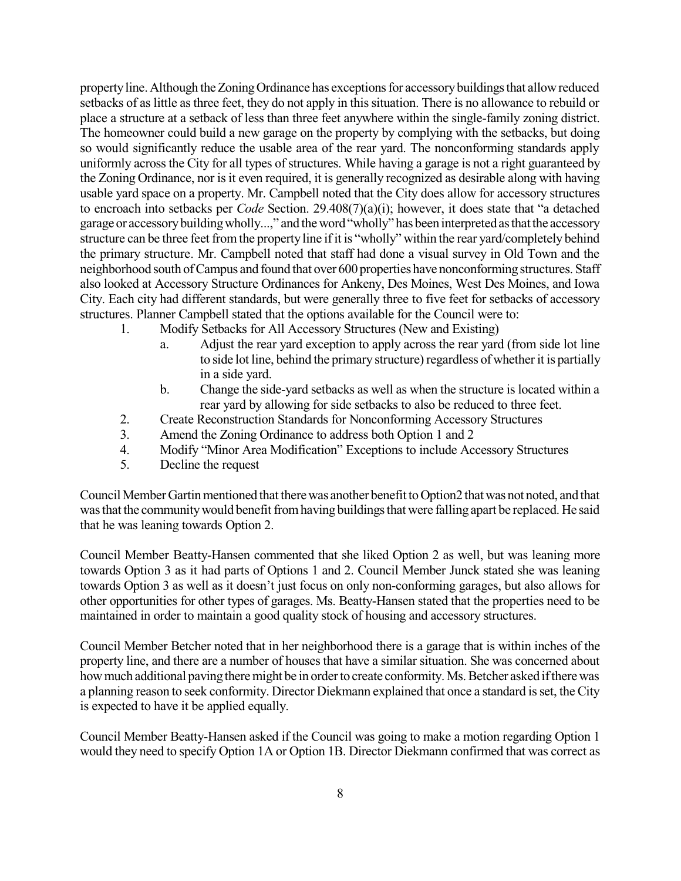property line. Although the Zoning Ordinance has exceptions for accessory buildings that allow reduced setbacks of as little as three feet, they do not apply in this situation. There is no allowance to rebuild or place a structure at a setback of less than three feet anywhere within the single-family zoning district. The homeowner could build a new garage on the property by complying with the setbacks, but doing so would significantly reduce the usable area of the rear yard. The nonconforming standards apply uniformly across the City for all types of structures. While having a garage is not a right guaranteed by the Zoning Ordinance, nor is it even required, it is generally recognized as desirable along with having usable yard space on a property. Mr. Campbell noted that the City does allow for accessory structures to encroach into setbacks per *Code* Section. 29.408(7)(a)(i); however, it does state that "a detached garage or accessory building wholly...," and the word "wholly" has been interpreted as that the accessory structure can be three feet from the property line if it is "wholly" within the rear yard/completely behind the primary structure. Mr. Campbell noted that staff had done a visual survey in Old Town and the neighborhood south of Campus and found that over 600 properties have nonconforming structures. Staff also looked at Accessory Structure Ordinances for Ankeny, Des Moines, West Des Moines, and Iowa City. Each city had different standards, but were generally three to five feet for setbacks of accessory structures. Planner Campbell stated that the options available for the Council were to:

1. Modify Setbacks for All Accessory Structures (New and Existing)
   a. Adjust the rear yard exception to apply across the rear yard (from side lot line to side lot line, behind the primary structure) regardless of whether it is partially in a side yard.
   b. Change the side-yard setbacks as well as when the structure is located within a rear yard by allowing for side setbacks to also be reduced to three feet.
2. Create Reconstruction Standards for Nonconforming Accessory Structures
3. Amend the Zoning Ordinance to address both Option 1 and 2
4. Modify "Minor Area Modification" Exceptions to include Accessory Structures
5. Decline the request

Council Member Gartin mentioned that there was another benefit to Option2 that was not noted, and that was that the community would benefit from having buildings that were falling apart be replaced. He said that he was leaning towards Option 2.

Council Member Beatty-Hansen commented that she liked Option 2 as well, but was leaning more towards Option 3 as it had parts of Options 1 and 2. Council Member Junck stated she was leaning towards Option 3 as well as it doesn't just focus on only non-conforming garages, but also allows for other opportunities for other types of garages. Ms. Beatty-Hansen stated that the properties need to be maintained in order to maintain a good quality stock of housing and accessory structures.

Council Member Betcher noted that in her neighborhood there is a garage that is within inches of the property line, and there are a number of houses that have a similar situation. She was concerned about how much additional paving there might be in order to create conformity. Ms. Betcher asked if there was a planning reason to seek conformity. Director Diekmann explained that once a standard is set, the City is expected to have it be applied equally.

Council Member Beatty-Hansen asked if the Council was going to make a motion regarding Option 1 would they need to specify Option 1A or Option 1B. Director Diekmann confirmed that was correct as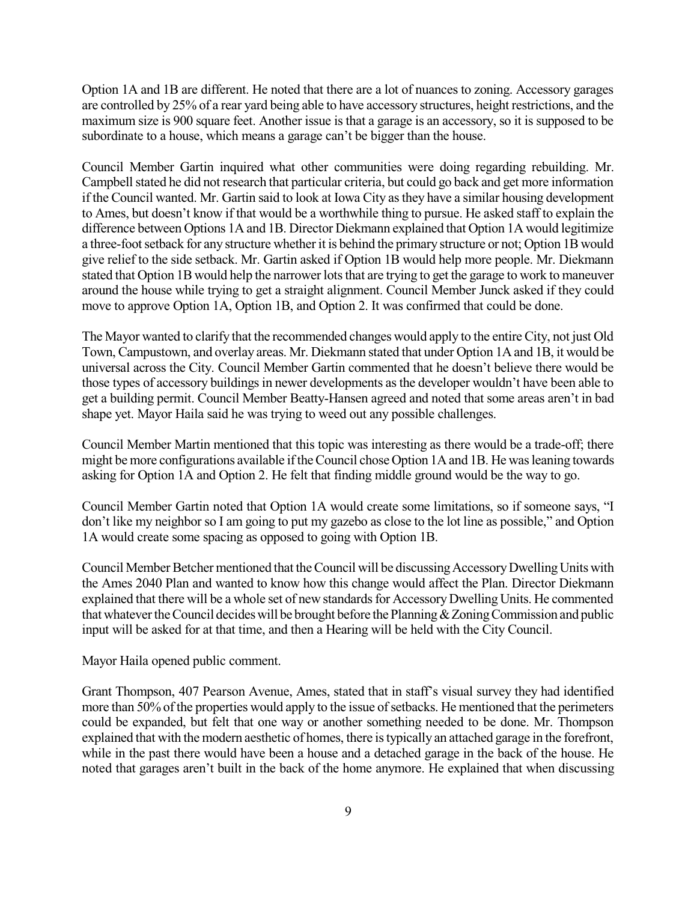Option 1A and 1B are different. He noted that there are a lot of nuances to zoning. Accessory garages are controlled by 25% of a rear yard being able to have accessory structures, height restrictions, and the maximum size is 900 square feet. Another issue is that a garage is an accessory, so it is supposed to be subordinate to a house, which means a garage can't be bigger than the house.

Council Member Gartin inquired what other communities were doing regarding rebuilding. Mr. Campbell stated he did not research that particular criteria, but could go back and get more information if the Council wanted. Mr. Gartin said to look at Iowa City as they have a similar housing development to Ames, but doesn't know if that would be a worthwhile thing to pursue. He asked staff to explain the difference between Options 1A and 1B. Director Diekmann explained that Option 1A would legitimize a three-foot setback for any structure whether it is behind the primary structure or not; Option 1B would give relief to the side setback. Mr. Gartin asked if Option 1B would help more people. Mr. Diekmann stated that Option 1B would help the narrower lots that are trying to get the garage to work to maneuver around the house while trying to get a straight alignment. Council Member Junck asked if they could move to approve Option 1A, Option 1B, and Option 2. It was confirmed that could be done.

The Mayor wanted to clarify that the recommended changes would apply to the entire City, not just Old Town, Campustown, and overlay areas. Mr. Diekmann stated that under Option 1A and 1B, it would be universal across the City. Council Member Gartin commented that he doesn't believe there would be those types of accessory buildings in newer developments as the developer wouldn't have been able to get a building permit. Council Member Beatty-Hansen agreed and noted that some areas aren't in bad shape yet. Mayor Haila said he was trying to weed out any possible challenges.

Council Member Martin mentioned that this topic was interesting as there would be a trade-off; there might be more configurations available if the Council chose Option 1A and 1B. He was leaning towards asking for Option 1A and Option 2. He felt that finding middle ground would be the way to go.

Council Member Gartin noted that Option 1A would create some limitations, so if someone says, "I don't like my neighbor so I am going to put my gazebo as close to the lot line as possible," and Option 1A would create some spacing as opposed to going with Option 1B.

Council Member Betcher mentioned that the Council will be discussing Accessory Dwelling Units with the Ames 2040 Plan and wanted to know how this change would affect the Plan. Director Diekmann explained that there will be a whole set of new standards for Accessory Dwelling Units. He commented that whatever the Council decides will be brought before the Planning & Zoning Commission and public input will be asked for at that time, and then a Hearing will be held with the City Council.

Mayor Haila opened public comment.

Grant Thompson, 407 Pearson Avenue, Ames, stated that in staff's visual survey they had identified more than 50% of the properties would apply to the issue of setbacks. He mentioned that the perimeters could be expanded, but felt that one way or another something needed to be done. Mr. Thompson explained that with the modern aesthetic of homes, there is typically an attached garage in the forefront, while in the past there would have been a house and a detached garage in the back of the house. He noted that garages aren't built in the back of the home anymore. He explained that when discussing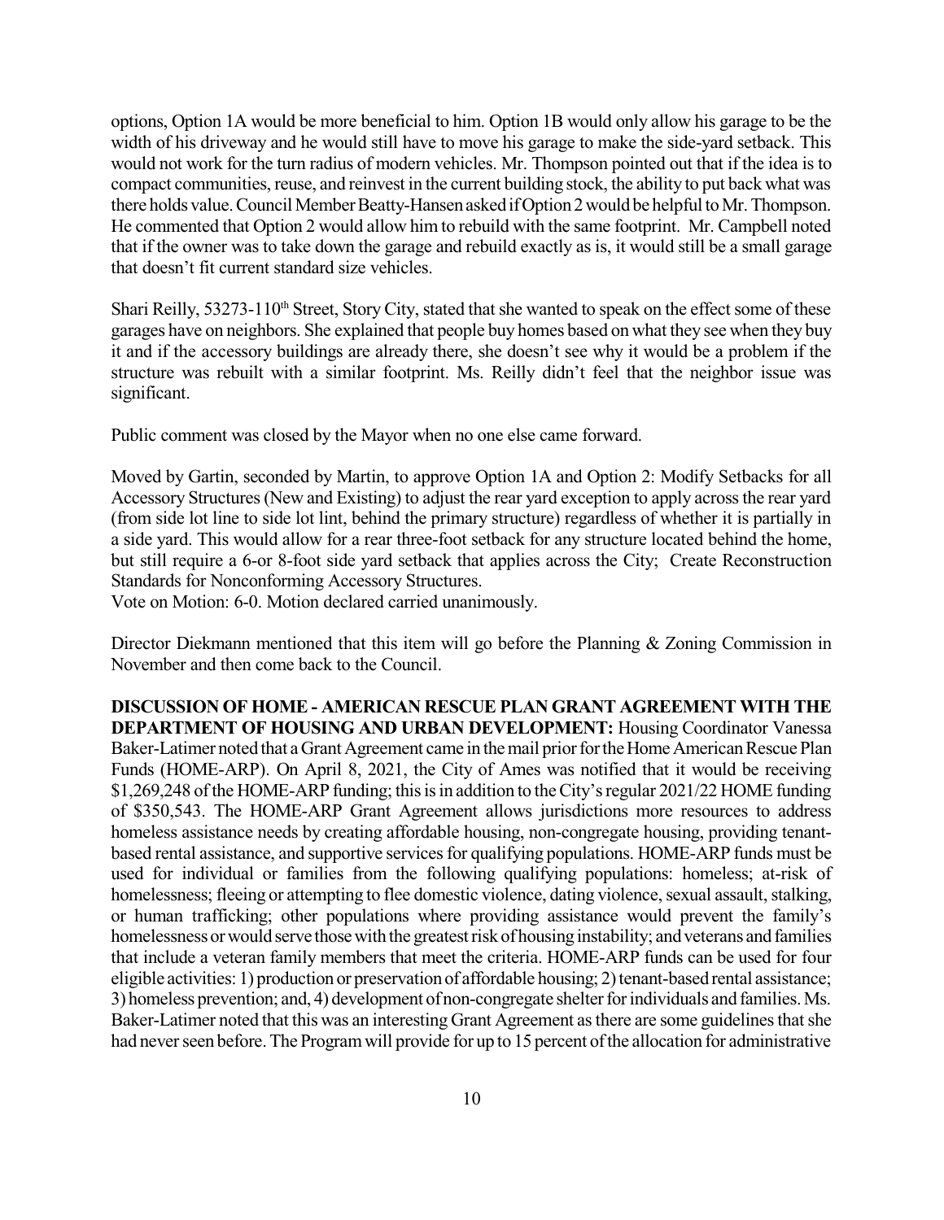options, Option 1A would be more beneficial to him. Option 1B would only allow his garage to be the width of his driveway and he would still have to move his garage to make the side-yard setback. This would not work for the turn radius of modern vehicles. Mr. Thompson pointed out that if the idea is to compact communities, reuse, and reinvest in the current building stock, the ability to put back what was there holds value. Council Member Beatty-Hansen asked if Option 2 would be helpful to Mr. Thompson. He commented that Option 2 would allow him to rebuild with the same footprint. Mr. Campbell noted that if the owner was to take down the garage and rebuild exactly as is, it would still be a small garage that doesn't fit current standard size vehicles.

Shari Reilly, 53273-110th Street, Story City, stated that she wanted to speak on the effect some of these garages have on neighbors. She explained that people buy homes based on what they see when they buy it and if the accessory buildings are already there, she doesn't see why it would be a problem if the structure was rebuilt with a similar footprint. Ms. Reilly didn't feel that the neighbor issue was significant.

Public comment was closed by the Mayor when no one else came forward.

Moved by Gartin, seconded by Martin, to approve Option 1A and Option 2: Modify Setbacks for all Accessory Structures (New and Existing) to adjust the rear yard exception to apply across the rear yard (from side lot line to side lot lint, behind the primary structure) regardless of whether it is partially in a side yard. This would allow for a rear three-foot setback for any structure located behind the home, but still require a 6-or 8-foot side yard setback that applies across the City; Create Reconstruction Standards for Nonconforming Accessory Structures.
Vote on Motion: 6-0. Motion declared carried unanimously.

Director Diekmann mentioned that this item will go before the Planning & Zoning Commission in November and then come back to the Council.

**DISCUSSION OF HOME - AMERICAN RESCUE PLAN GRANT AGREEMENT WITH THE DEPARTMENT OF HOUSING AND URBAN DEVELOPMENT:** Housing Coordinator Vanessa Baker-Latimer noted that a Grant Agreement came in the mail prior for the Home American Rescue Plan Funds (HOME-ARP). On April 8, 2021, the City of Ames was notified that it would be receiving $1,269,248 of the HOME-ARP funding; this is in addition to the City's regular 2021/22 HOME funding of $350,543. The HOME-ARP Grant Agreement allows jurisdictions more resources to address homeless assistance needs by creating affordable housing, non-congregate housing, providing tenant-based rental assistance, and supportive services for qualifying populations. HOME-ARP funds must be used for individual or families from the following qualifying populations: homeless; at-risk of homelessness; fleeing or attempting to flee domestic violence, dating violence, sexual assault, stalking, or human trafficking; other populations where providing assistance would prevent the family's homelessness or would serve those with the greatest risk of housing instability; and veterans and families that include a veteran family members that meet the criteria. HOME-ARP funds can be used for four eligible activities: 1) production or preservation of affordable housing; 2) tenant-based rental assistance; 3) homeless prevention; and, 4) development of non-congregate shelter for individuals and families. Ms. Baker-Latimer noted that this was an interesting Grant Agreement as there are some guidelines that she had never seen before. The Program will provide for up to 15 percent of the allocation for administrative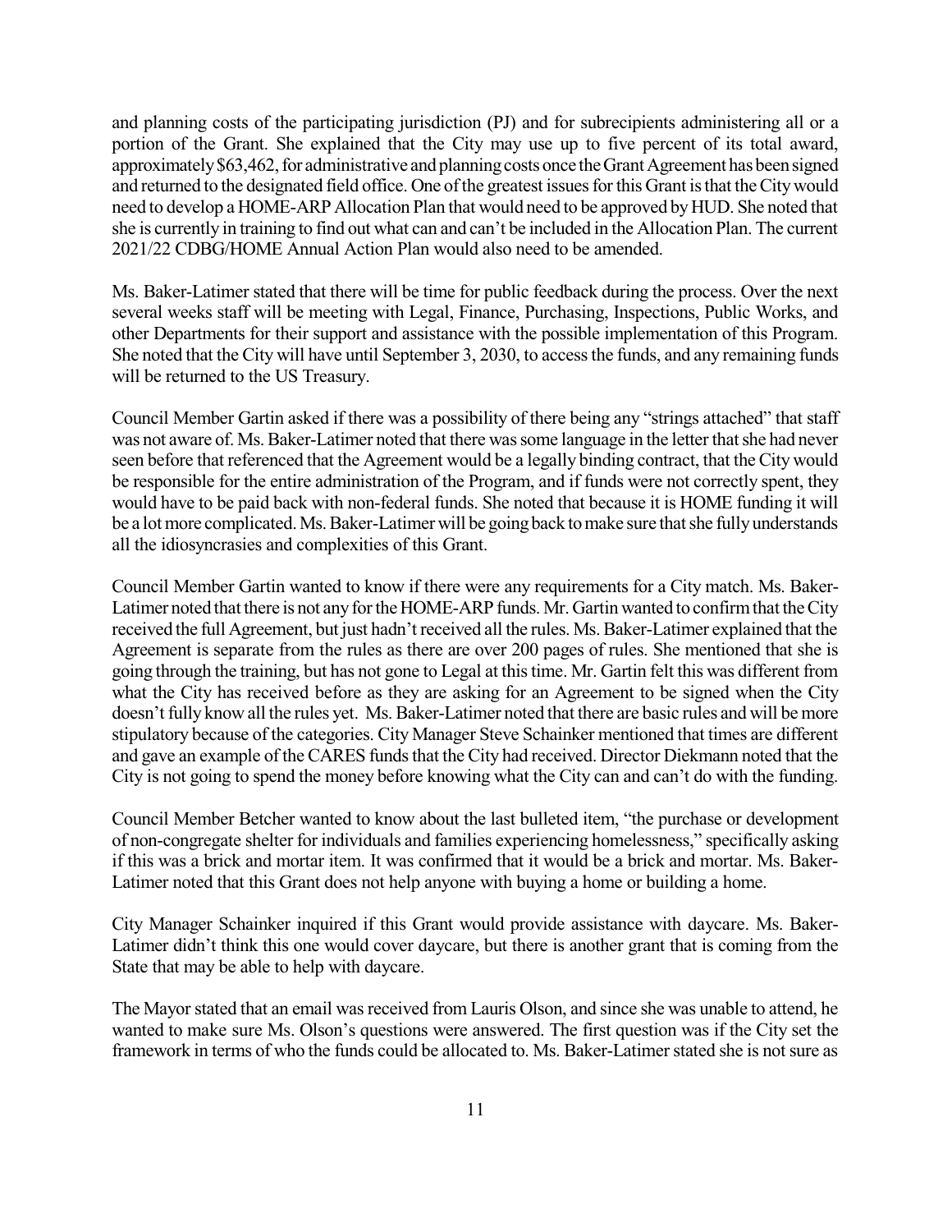and planning costs of the participating jurisdiction (PJ) and for subrecipients administering all or a portion of the Grant. She explained that the City may use up to five percent of its total award, approximately $63,462, for administrative and planning costs once the Grant Agreement has been signed and returned to the designated field office. One of the greatest issues for this Grant is that the City would need to develop a HOME-ARP Allocation Plan that would need to be approved by HUD. She noted that she is currently in training to find out what can and can't be included in the Allocation Plan. The current 2021/22 CDBG/HOME Annual Action Plan would also need to be amended.

Ms. Baker-Latimer stated that there will be time for public feedback during the process. Over the next several weeks staff will be meeting with Legal, Finance, Purchasing, Inspections, Public Works, and other Departments for their support and assistance with the possible implementation of this Program. She noted that the City will have until September 3, 2030, to access the funds, and any remaining funds will be returned to the US Treasury.

Council Member Gartin asked if there was a possibility of there being any "strings attached" that staff was not aware of. Ms. Baker-Latimer noted that there was some language in the letter that she had never seen before that referenced that the Agreement would be a legally binding contract, that the City would be responsible for the entire administration of the Program, and if funds were not correctly spent, they would have to be paid back with non-federal funds. She noted that because it is HOME funding it will be a lot more complicated. Ms. Baker-Latimer will be going back to make sure that she fully understands all the idiosyncrasies and complexities of this Grant.

Council Member Gartin wanted to know if there were any requirements for a City match. Ms. Baker-Latimer noted that there is not any for the HOME-ARP funds. Mr. Gartin wanted to confirm that the City received the full Agreement, but just hadn't received all the rules. Ms. Baker-Latimer explained that the Agreement is separate from the rules as there are over 200 pages of rules. She mentioned that she is going through the training, but has not gone to Legal at this time. Mr. Gartin felt this was different from what the City has received before as they are asking for an Agreement to be signed when the City doesn't fully know all the rules yet. Ms. Baker-Latimer noted that there are basic rules and will be more stipulatory because of the categories. City Manager Steve Schainker mentioned that times are different and gave an example of the CARES funds that the City had received. Director Diekmann noted that the City is not going to spend the money before knowing what the City can and can't do with the funding.

Council Member Betcher wanted to know about the last bulleted item, "the purchase or development of non-congregate shelter for individuals and families experiencing homelessness," specifically asking if this was a brick and mortar item. It was confirmed that it would be a brick and mortar. Ms. Baker-Latimer noted that this Grant does not help anyone with buying a home or building a home.

City Manager Schainker inquired if this Grant would provide assistance with daycare. Ms. Baker-Latimer didn't think this one would cover daycare, but there is another grant that is coming from the State that may be able to help with daycare.

The Mayor stated that an email was received from Lauris Olson, and since she was unable to attend, he wanted to make sure Ms. Olson's questions were answered. The first question was if the City set the framework in terms of who the funds could be allocated to. Ms. Baker-Latimer stated she is not sure as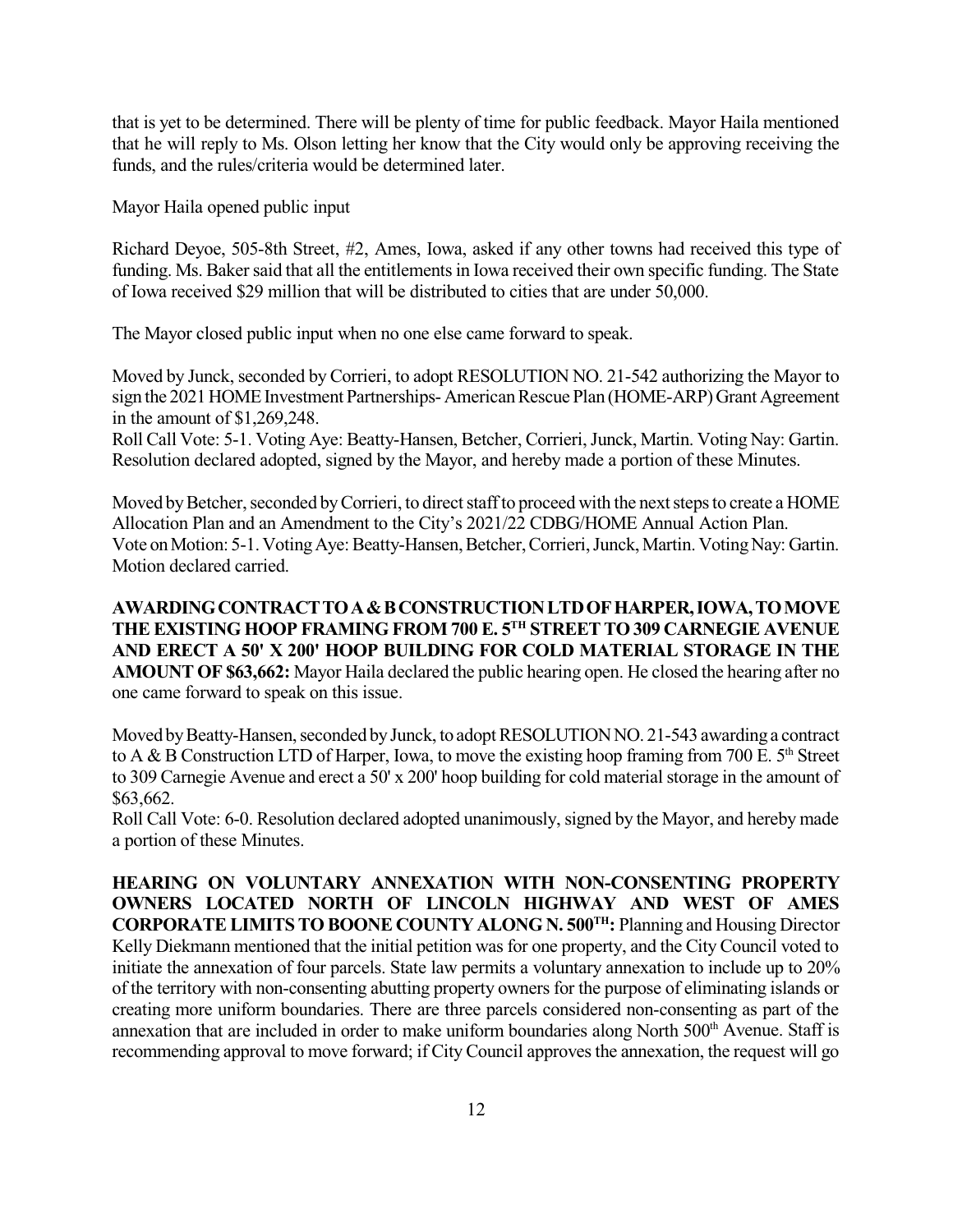that is yet to be determined. There will be plenty of time for public feedback. Mayor Haila mentioned that he will reply to Ms. Olson letting her know that the City would only be approving receiving the funds, and the rules/criteria would be determined later.

Mayor Haila opened public input

Richard Deyoe, 505-8th Street, #2, Ames, Iowa, asked if any other towns had received this type of funding. Ms. Baker said that all the entitlements in Iowa received their own specific funding. The State of Iowa received $29 million that will be distributed to cities that are under 50,000.

The Mayor closed public input when no one else came forward to speak.

Moved by Junck, seconded by Corrieri, to adopt RESOLUTION NO. 21-542 authorizing the Mayor to sign the 2021 HOME Investment Partnerships- American Rescue Plan (HOME-ARP) Grant Agreement in the amount of $1,269,248.
Roll Call Vote: 5-1. Voting Aye: Beatty-Hansen, Betcher, Corrieri, Junck, Martin. Voting Nay: Gartin. Resolution declared adopted, signed by the Mayor, and hereby made a portion of these Minutes.

Moved by Betcher, seconded by Corrieri, to direct staff to proceed with the next steps to create a HOME Allocation Plan and an Amendment to the City's 2021/22 CDBG/HOME Annual Action Plan.
Vote on Motion: 5-1. Voting Aye: Beatty-Hansen, Betcher, Corrieri, Junck, Martin. Voting Nay: Gartin. Motion declared carried.

**AWARDING CONTRACT TO A & B CONSTRUCTION LTD OF HARPER, IOWA, TO MOVE THE EXISTING HOOP FRAMING FROM 700 E. 5TH STREET TO 309 CARNEGIE AVENUE AND ERECT A 50' X 200' HOOP BUILDING FOR COLD MATERIAL STORAGE IN THE AMOUNT OF $63,662:** Mayor Haila declared the public hearing open. He closed the hearing after no one came forward to speak on this issue.

Moved by Beatty-Hansen, seconded by Junck, to adopt RESOLUTION NO. 21-543 awarding a contract to A & B Construction LTD of Harper, Iowa, to move the existing hoop framing from 700 E. 5th Street to 309 Carnegie Avenue and erect a 50' x 200' hoop building for cold material storage in the amount of $63,662.
Roll Call Vote: 6-0. Resolution declared adopted unanimously, signed by the Mayor, and hereby made a portion of these Minutes.

**HEARING ON VOLUNTARY ANNEXATION WITH NON-CONSENTING PROPERTY OWNERS LOCATED NORTH OF LINCOLN HIGHWAY AND WEST OF AMES CORPORATE LIMITS TO BOONE COUNTY ALONG N. 500TH:** Planning and Housing Director Kelly Diekmann mentioned that the initial petition was for one property, and the City Council voted to initiate the annexation of four parcels. State law permits a voluntary annexation to include up to 20% of the territory with non-consenting abutting property owners for the purpose of eliminating islands or creating more uniform boundaries. There are three parcels considered non-consenting as part of the annexation that are included in order to make uniform boundaries along North 500th Avenue. Staff is recommending approval to move forward; if City Council approves the annexation, the request will go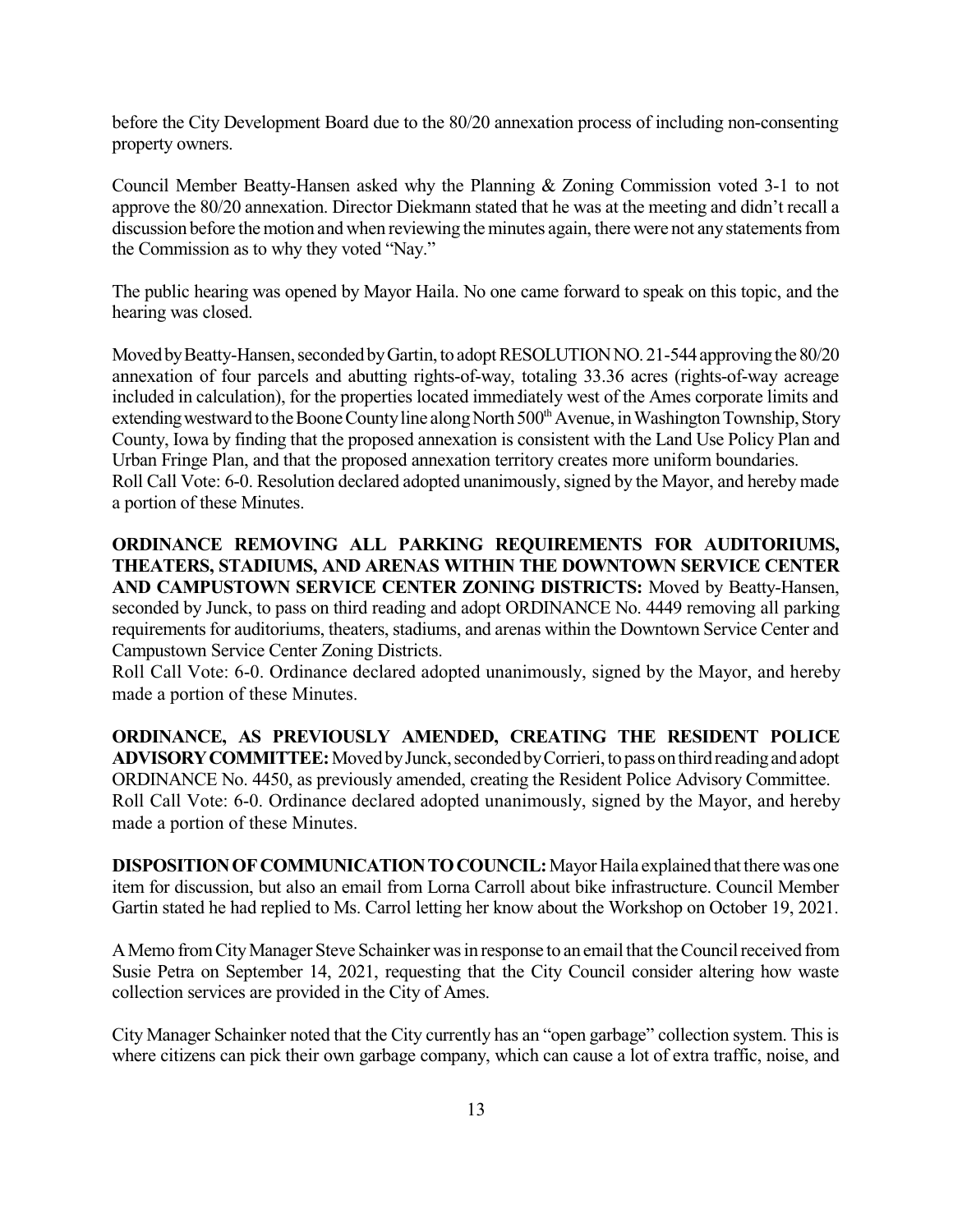before the City Development Board due to the 80/20 annexation process of including non-consenting property owners.

Council Member Beatty-Hansen asked why the Planning & Zoning Commission voted 3-1 to not approve the 80/20 annexation. Director Diekmann stated that he was at the meeting and didn't recall a discussion before the motion and when reviewing the minutes again, there were not any statements from the Commission as to why they voted "Nay."

The public hearing was opened by Mayor Haila. No one came forward to speak on this topic, and the hearing was closed.

Moved by Beatty-Hansen, seconded by Gartin, to adopt RESOLUTION NO. 21-544 approving the 80/20 annexation of four parcels and abutting rights-of-way, totaling 33.36 acres (rights-of-way acreage included in calculation), for the properties located immediately west of the Ames corporate limits and extending westward to the Boone County line along North 500th Avenue, in Washington Township, Story County, Iowa by finding that the proposed annexation is consistent with the Land Use Policy Plan and Urban Fringe Plan, and that the proposed annexation territory creates more uniform boundaries.
Roll Call Vote: 6-0. Resolution declared adopted unanimously, signed by the Mayor, and hereby made a portion of these Minutes.

**ORDINANCE REMOVING ALL PARKING REQUIREMENTS FOR AUDITORIUMS, THEATERS, STADIUMS, AND ARENAS WITHIN THE DOWNTOWN SERVICE CENTER AND CAMPUSTOWN SERVICE CENTER ZONING DISTRICTS:** Moved by Beatty-Hansen, seconded by Junck, to pass on third reading and adopt ORDINANCE No. 4449 removing all parking requirements for auditoriums, theaters, stadiums, and arenas within the Downtown Service Center and Campustown Service Center Zoning Districts.
Roll Call Vote: 6-0. Ordinance declared adopted unanimously, signed by the Mayor, and hereby made a portion of these Minutes.

**ORDINANCE, AS PREVIOUSLY AMENDED, CREATING THE RESIDENT POLICE ADVISORY COMMITTEE:** Moved by Junck, seconded by Corrieri, to pass on third reading and adopt ORDINANCE No. 4450, as previously amended, creating the Resident Police Advisory Committee.
Roll Call Vote: 6-0. Ordinance declared adopted unanimously, signed by the Mayor, and hereby made a portion of these Minutes.

**DISPOSITION OF COMMUNICATION TO COUNCIL:** Mayor Haila explained that there was one item for discussion, but also an email from Lorna Carroll about bike infrastructure. Council Member Gartin stated he had replied to Ms. Carrol letting her know about the Workshop on October 19, 2021.

A Memo from City Manager Steve Schainker was in response to an email that the Council received from Susie Petra on September 14, 2021, requesting that the City Council consider altering how waste collection services are provided in the City of Ames.

City Manager Schainker noted that the City currently has an "open garbage" collection system. This is where citizens can pick their own garbage company, which can cause a lot of extra traffic, noise, and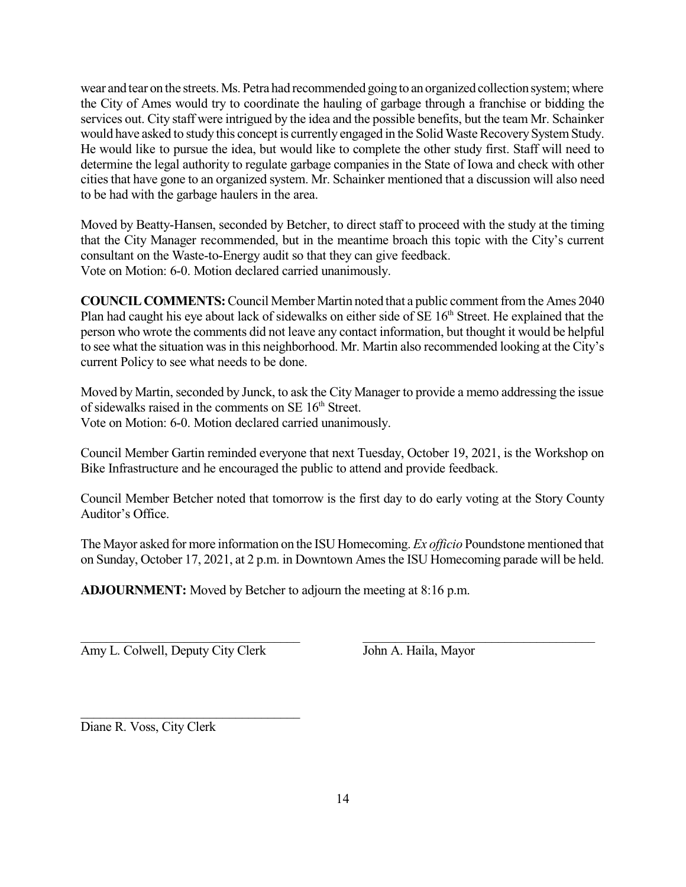wear and tear on the streets. Ms. Petra had recommended going to an organized collection system; where the City of Ames would try to coordinate the hauling of garbage through a franchise or bidding the services out. City staff were intrigued by the idea and the possible benefits, but the team Mr. Schainker would have asked to study this concept is currently engaged in the Solid Waste Recovery System Study. He would like to pursue the idea, but would like to complete the other study first. Staff will need to determine the legal authority to regulate garbage companies in the State of Iowa and check with other cities that have gone to an organized system. Mr. Schainker mentioned that a discussion will also need to be had with the garbage haulers in the area.

Moved by Beatty-Hansen, seconded by Betcher, to direct staff to proceed with the study at the timing that the City Manager recommended, but in the meantime broach this topic with the City's current consultant on the Waste-to-Energy audit so that they can give feedback.
Vote on Motion: 6-0. Motion declared carried unanimously.

**COUNCIL COMMENTS:** Council Member Martin noted that a public comment from the Ames 2040 Plan had caught his eye about lack of sidewalks on either side of SE 16th Street. He explained that the person who wrote the comments did not leave any contact information, but thought it would be helpful to see what the situation was in this neighborhood. Mr. Martin also recommended looking at the City's current Policy to see what needs to be done.

Moved by Martin, seconded by Junck, to ask the City Manager to provide a memo addressing the issue of sidewalks raised in the comments on SE 16th Street.
Vote on Motion: 6-0. Motion declared carried unanimously.

Council Member Gartin reminded everyone that next Tuesday, October 19, 2021, is the Workshop on Bike Infrastructure and he encouraged the public to attend and provide feedback.

Council Member Betcher noted that tomorrow is the first day to do early voting at the Story County Auditor's Office.

The Mayor asked for more information on the ISU Homecoming. *Ex officio* Poundstone mentioned that on Sunday, October 17, 2021, at 2 p.m. in Downtown Ames the ISU Homecoming parade will be held.

**ADJOURNMENT:** Moved by Betcher to adjourn the meeting at 8:16 p.m.

\_\_\_\_\_\_\_\_\_\_\_\_\_\_\_\_\_\_\_\_\_\_\_\_\_\_\_\_\_\_\_\_\_\_
Amy L. Colwell, Deputy City Clerk

\_\_\_\_\_\_\_\_\_\_\_\_\_\_\_\_\_\_\_\_\_\_\_\_\_\_\_\_\_\_\_\_\_\_
John A. Haila, Mayor

\_\_\_\_\_\_\_\_\_\_\_\_\_\_\_\_\_\_\_\_\_\_\_\_\_\_\_\_\_\_\_\_\_\_
Diane R. Voss, City Clerk